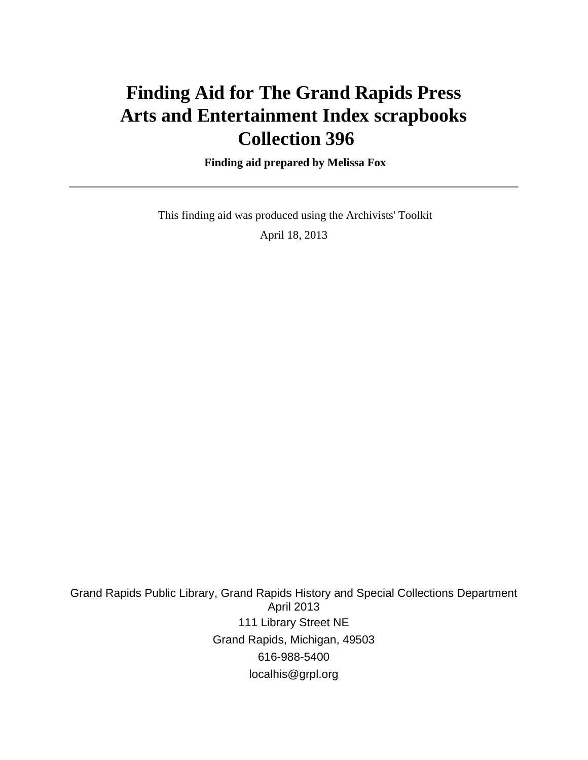# Finding Aid for The Grand Rapids Press Arts and Entertainment Index scrapbooks Collection 396

**Finding aid prepared by Melissa Fox**

---

This finding aid was produced using the Archivists' Toolkit

April 18, 2013

Grand Rapids Public Library, Grand Rapids History and Special Collections Department
April 2013
111 Library Street NE
Grand Rapids, Michigan, 49503
616-988-5400
localhis@grpl.org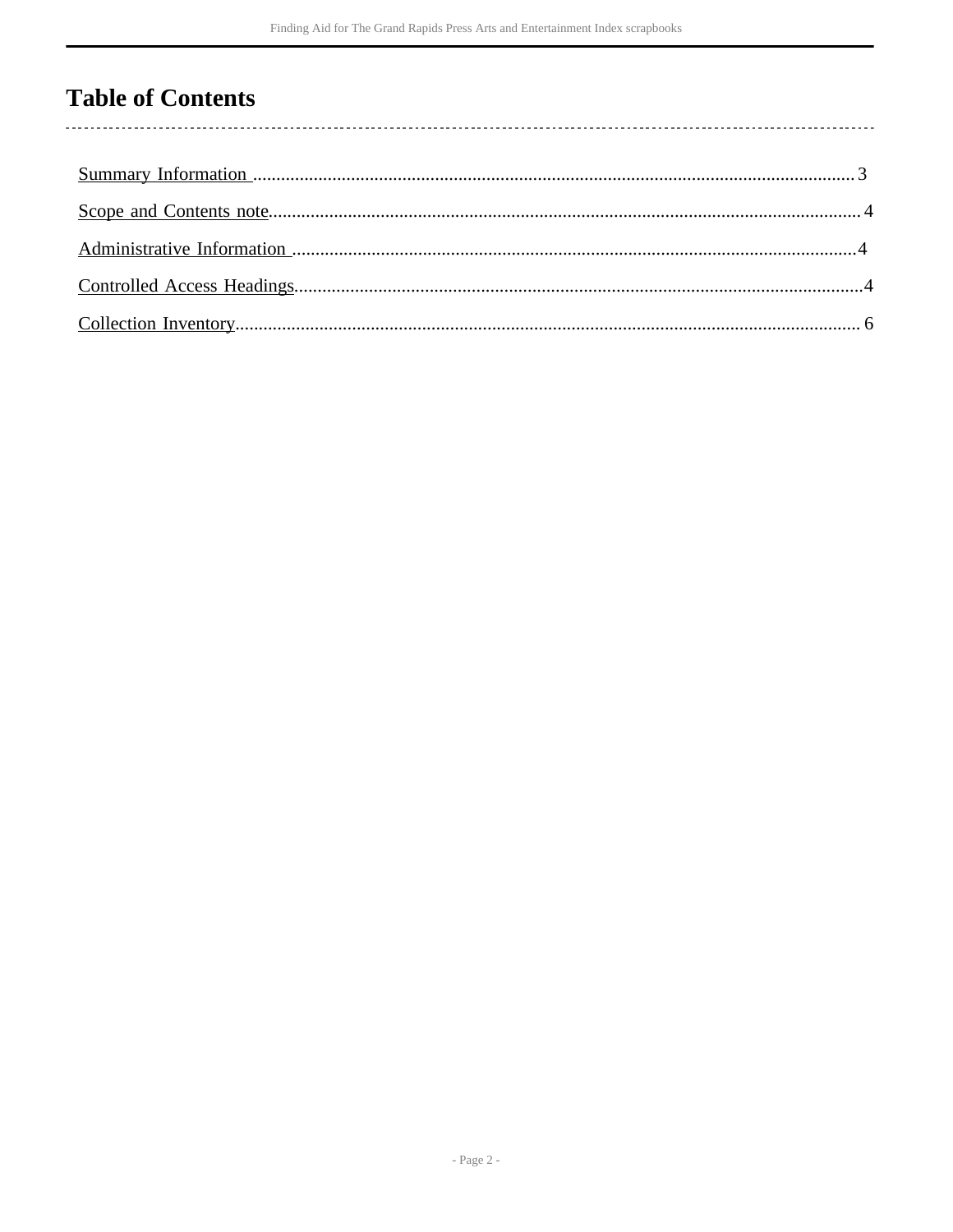# Table of Contents

Summary Information .......................................................................................................... 3

Scope and Contents note.................................................................................................... 4

Administrative Information ................................................................................................ 4

Controlled Access Headings............................................................................................... 4

Collection Inventory............................................................................................................ 6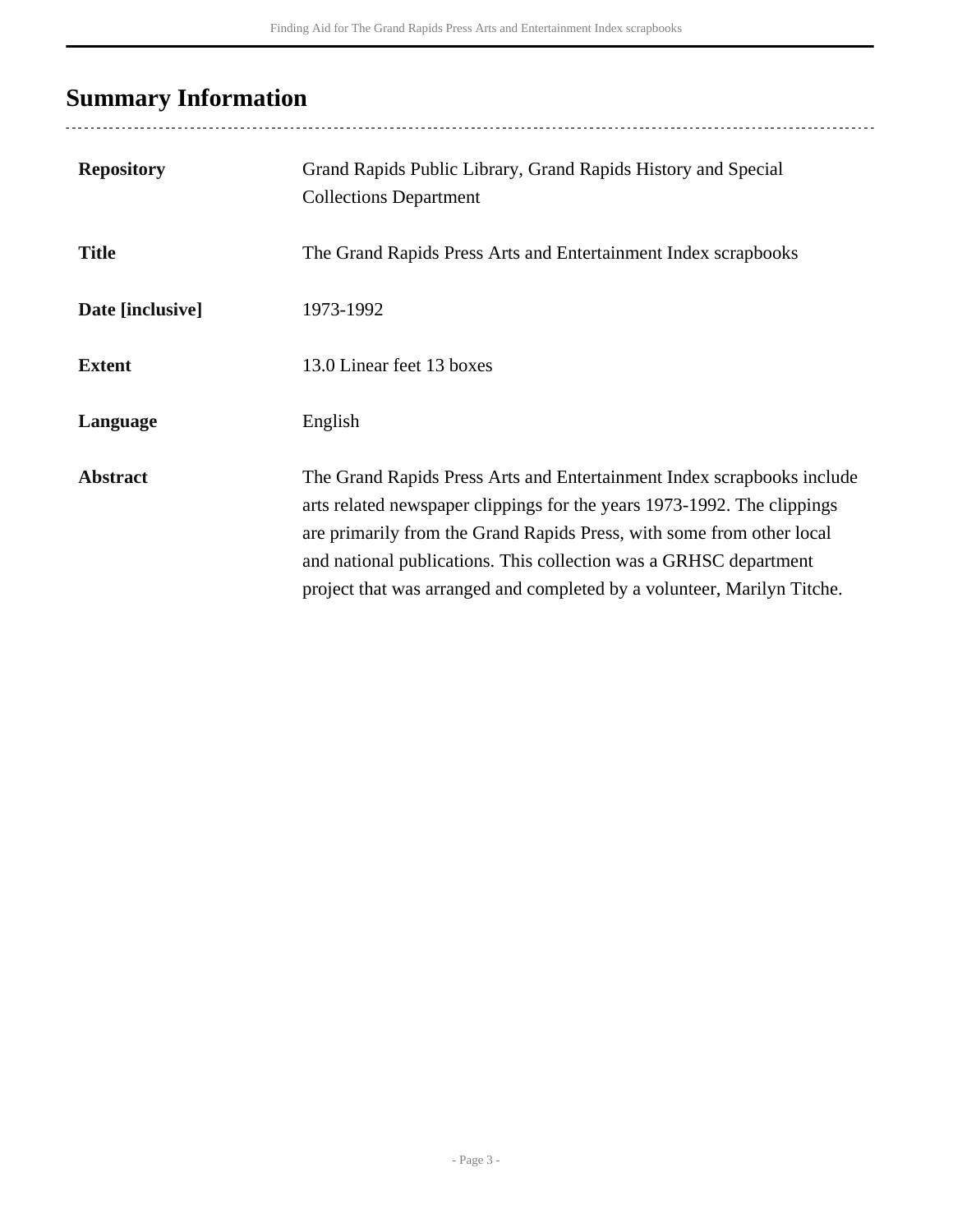## Summary Information

| | |
|---|---|
| **Repository** | Grand Rapids Public Library, Grand Rapids History and Special Collections Department |
| **Title** | The Grand Rapids Press Arts and Entertainment Index scrapbooks |
| **Date [inclusive]** | 1973-1992 |
| **Extent** | 13.0 Linear feet 13 boxes |
| **Language** | English |
| **Abstract** | The Grand Rapids Press Arts and Entertainment Index scrapbooks include arts related newspaper clippings for the years 1973-1992. The clippings are primarily from the Grand Rapids Press, with some from other local and national publications. This collection was a GRHSC department project that was arranged and completed by a volunteer, Marilyn Titche. |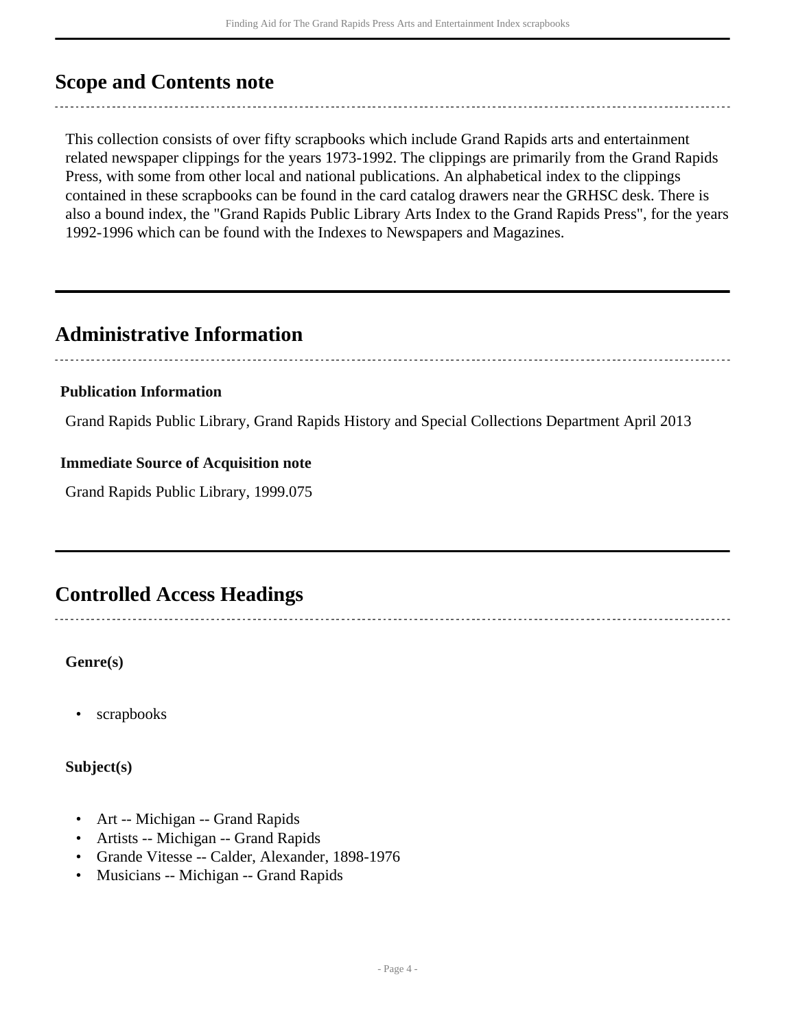## Scope and Contents note

This collection consists of over fifty scrapbooks which include Grand Rapids arts and entertainment related newspaper clippings for the years 1973-1992. The clippings are primarily from the Grand Rapids Press, with some from other local and national publications. An alphabetical index to the clippings contained in these scrapbooks can be found in the card catalog drawers near the GRHSC desk. There is also a bound index, the "Grand Rapids Public Library Arts Index to the Grand Rapids Press", for the years 1992-1996 which can be found with the Indexes to Newspapers and Magazines.

## Administrative Information

**Publication Information**

Grand Rapids Public Library, Grand Rapids History and Special Collections Department April 2013

**Immediate Source of Acquisition note**

Grand Rapids Public Library, 1999.075

## Controlled Access Headings

**Genre(s)**

- scrapbooks

**Subject(s)**

- Art -- Michigan -- Grand Rapids
- Artists -- Michigan -- Grand Rapids
- Grande Vitesse -- Calder, Alexander, 1898-1976
- Musicians -- Michigan -- Grand Rapids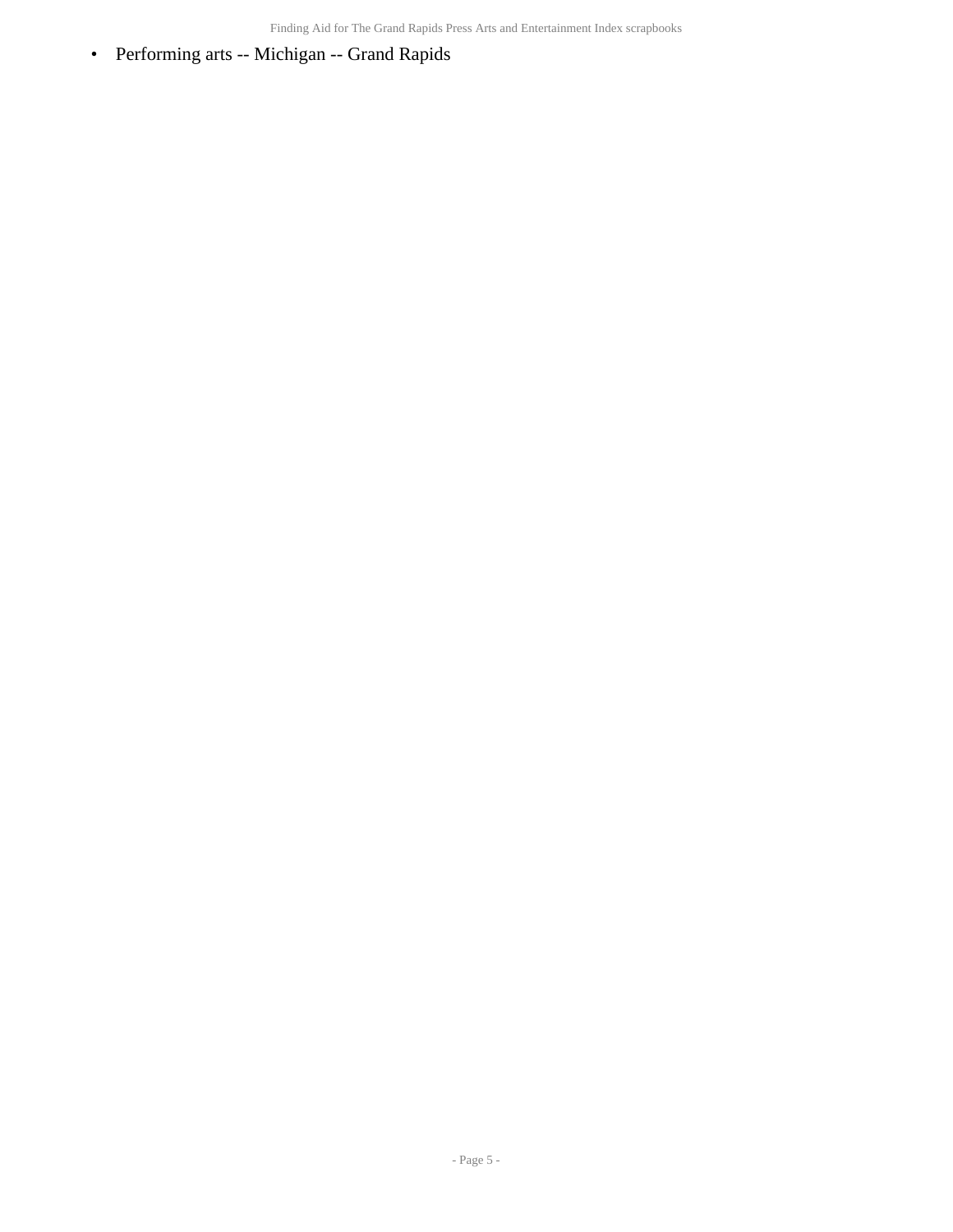- Performing arts -- Michigan -- Grand Rapids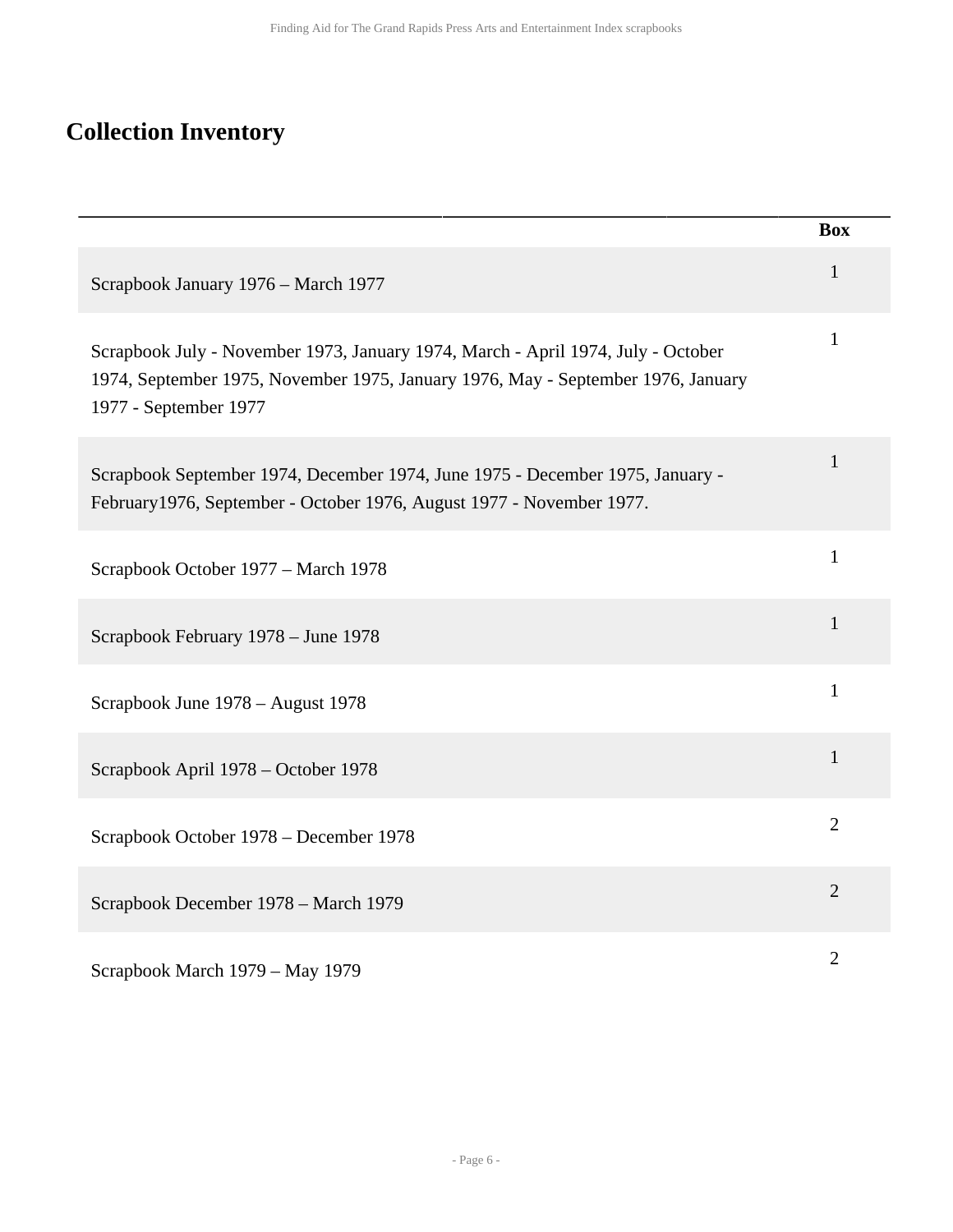## Collection Inventory

| | Box |
|---|---|
| Scrapbook January 1976 – March 1977 | 1 |
| Scrapbook July - November 1973, January 1974, March - April 1974, July - October 1974, September 1975, November 1975, January 1976, May - September 1976, January 1977 - September 1977 | 1 |
| Scrapbook September 1974, December 1974, June 1975 - December 1975, January - February1976, September - October 1976, August 1977 - November 1977. | 1 |
| Scrapbook October 1977 – March 1978 | 1 |
| Scrapbook February 1978 – June 1978 | 1 |
| Scrapbook June 1978 – August 1978 | 1 |
| Scrapbook April 1978 – October 1978 | 1 |
| Scrapbook October 1978 – December 1978 | 2 |
| Scrapbook December 1978 – March 1979 | 2 |
| Scrapbook March 1979 – May 1979 | 2 |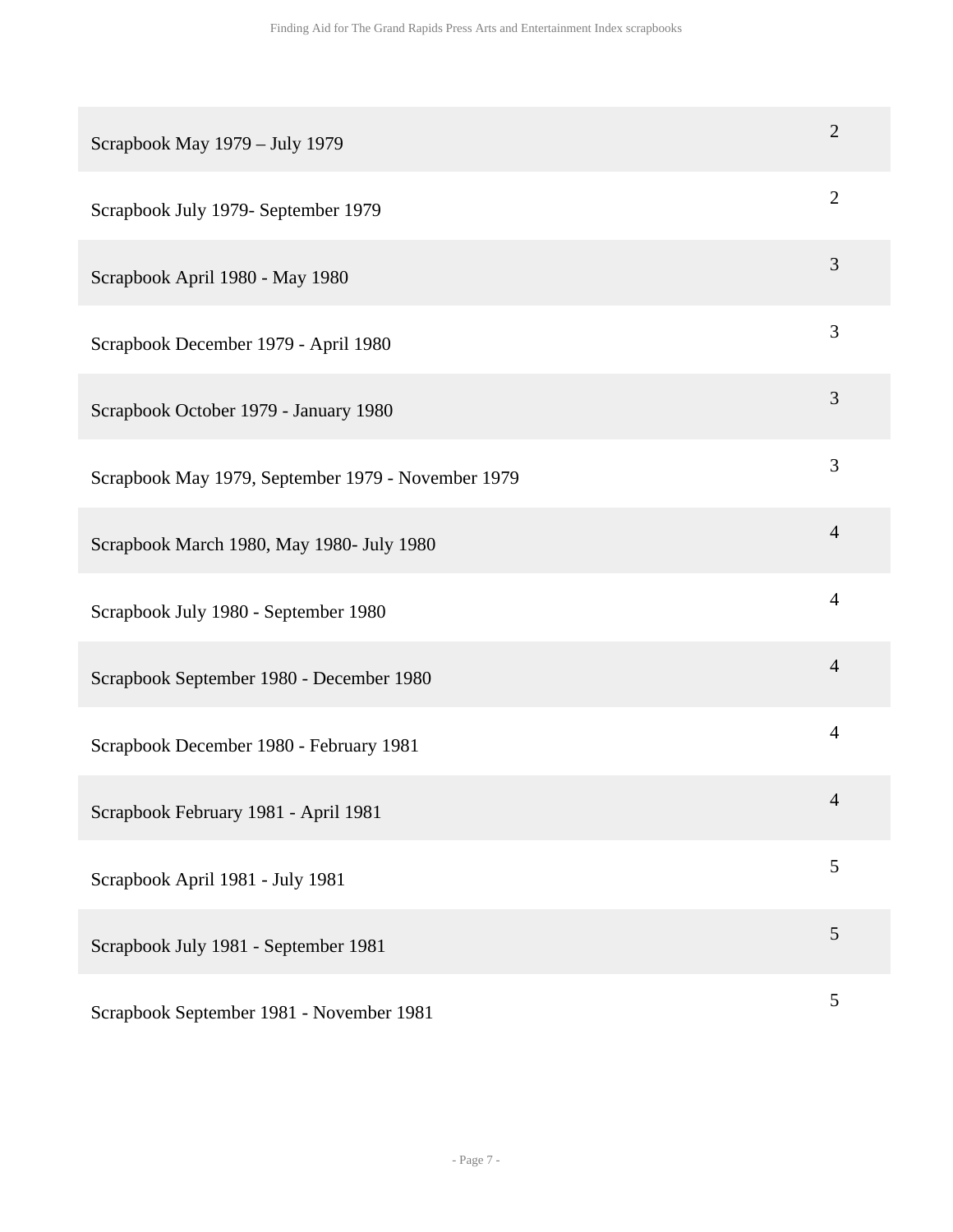| | |
|---|---|
| Scrapbook May 1979 – July 1979 | 2 |
| Scrapbook July 1979- September 1979 | 2 |
| Scrapbook April 1980 - May 1980 | 3 |
| Scrapbook December 1979 - April 1980 | 3 |
| Scrapbook October 1979 - January 1980 | 3 |
| Scrapbook May 1979, September 1979 - November 1979 | 3 |
| Scrapbook March 1980, May 1980- July 1980 | 4 |
| Scrapbook July 1980 - September 1980 | 4 |
| Scrapbook September 1980 - December 1980 | 4 |
| Scrapbook December 1980 - February 1981 | 4 |
| Scrapbook February 1981 - April 1981 | 4 |
| Scrapbook April 1981 - July 1981 | 5 |
| Scrapbook July 1981 - September 1981 | 5 |
| Scrapbook September 1981 - November 1981 | 5 |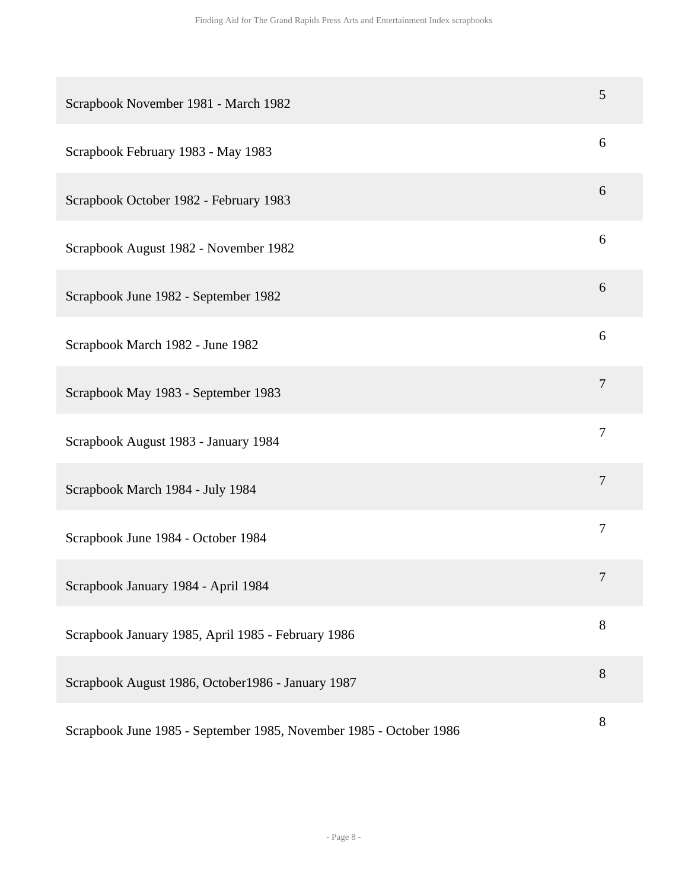| | |
|---|---|
| Scrapbook November 1981 - March 1982 | 5 |
| Scrapbook February 1983 - May 1983 | 6 |
| Scrapbook October 1982 - February 1983 | 6 |
| Scrapbook August 1982 - November 1982 | 6 |
| Scrapbook June 1982 - September 1982 | 6 |
| Scrapbook March 1982 - June 1982 | 6 |
| Scrapbook May 1983 - September 1983 | 7 |
| Scrapbook August 1983 - January 1984 | 7 |
| Scrapbook March 1984 - July 1984 | 7 |
| Scrapbook June 1984 - October 1984 | 7 |
| Scrapbook January 1984 - April 1984 | 7 |
| Scrapbook January 1985, April 1985 - February 1986 | 8 |
| Scrapbook August 1986, October1986 - January 1987 | 8 |
| Scrapbook June 1985 - September 1985, November 1985 - October 1986 | 8 |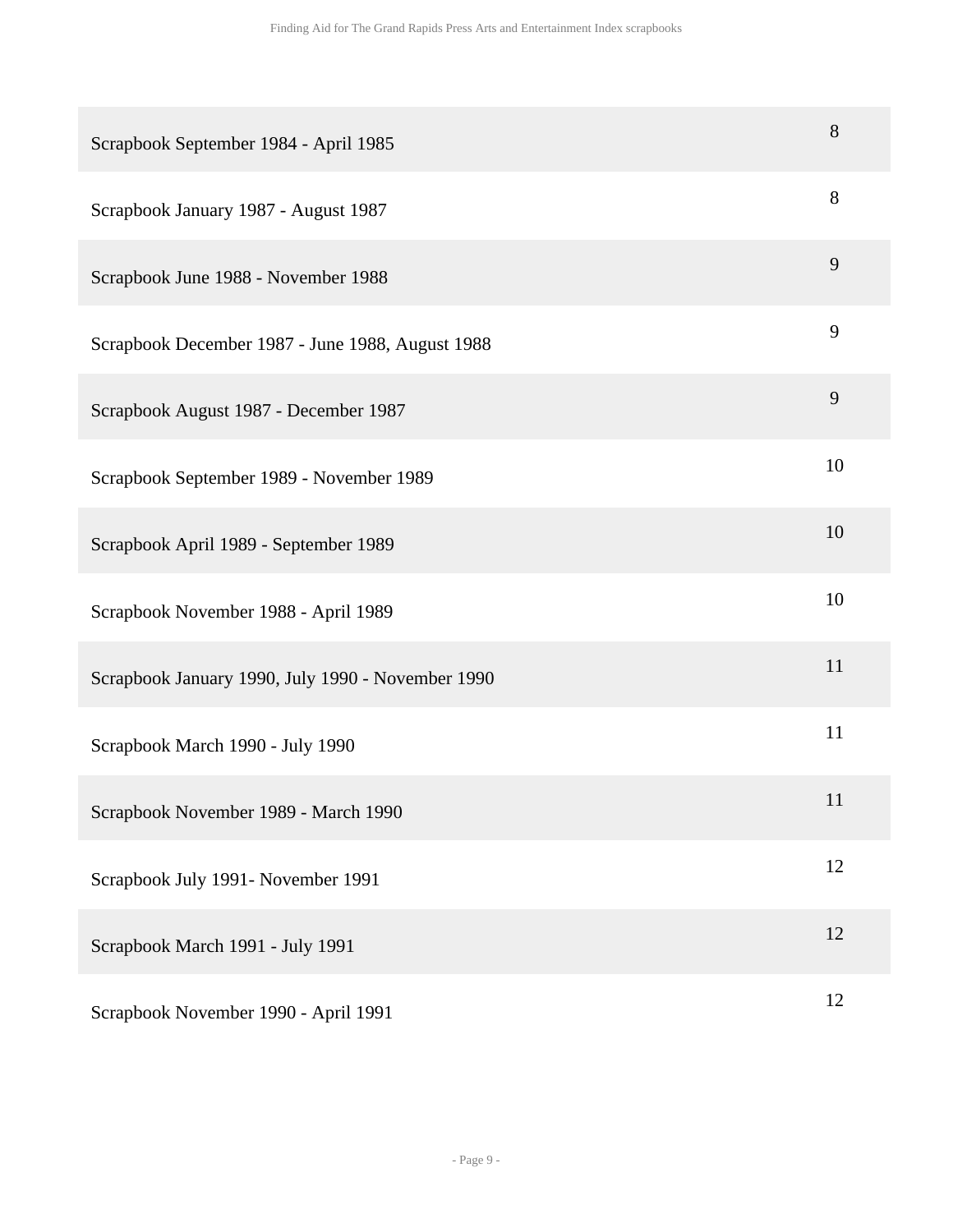| | |
|---|---|
| Scrapbook September 1984 - April 1985 | 8 |
| Scrapbook January 1987 - August 1987 | 8 |
| Scrapbook June 1988 - November 1988 | 9 |
| Scrapbook December 1987 - June 1988, August 1988 | 9 |
| Scrapbook August 1987 - December 1987 | 9 |
| Scrapbook September 1989 - November 1989 | 10 |
| Scrapbook April 1989 - September 1989 | 10 |
| Scrapbook November 1988 - April 1989 | 10 |
| Scrapbook January 1990, July 1990 - November 1990 | 11 |
| Scrapbook March 1990 - July 1990 | 11 |
| Scrapbook November 1989 - March 1990 | 11 |
| Scrapbook July 1991- November 1991 | 12 |
| Scrapbook March 1991 - July 1991 | 12 |
| Scrapbook November 1990 - April 1991 | 12 |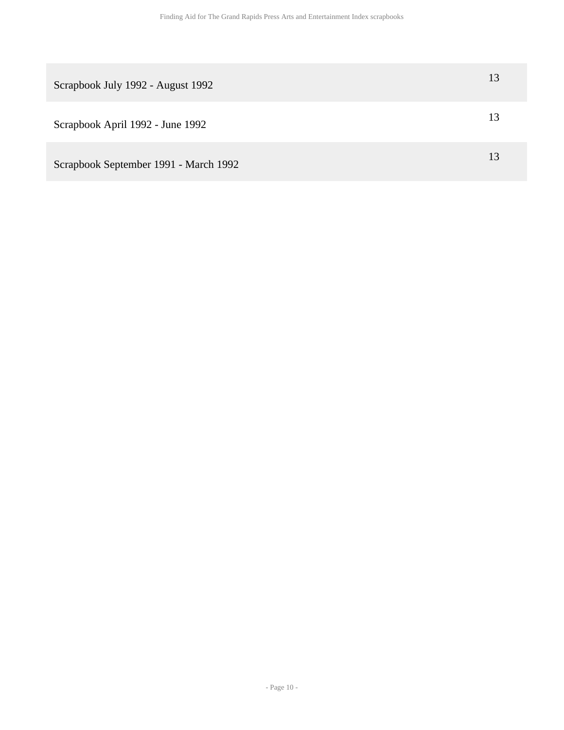| | |
|---|---|
| Scrapbook July 1992 - August 1992 | 13 |
| Scrapbook April 1992 - June 1992 | 13 |
| Scrapbook September 1991 - March 1992 | 13 |